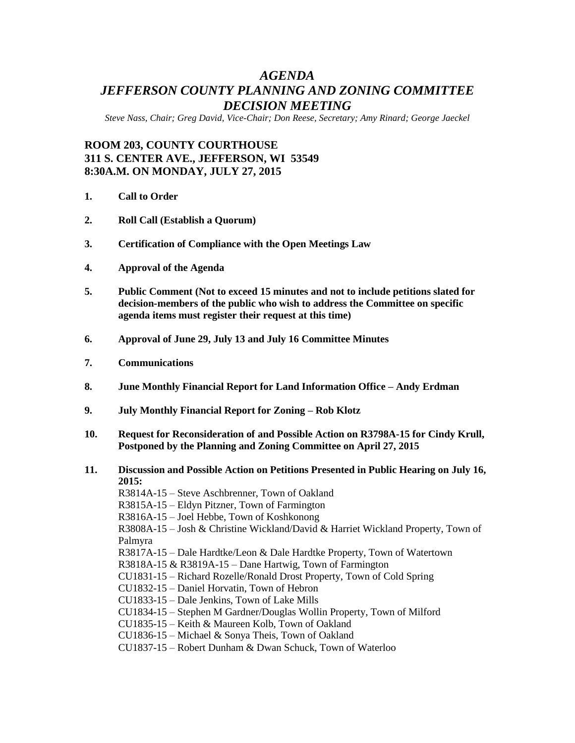# *AGENDA*
# *JEFFERSON COUNTY PLANNING AND ZONING COMMITTEE DECISION MEETING*

*Steve Nass, Chair; Greg David, Vice-Chair; Don Reese, Secretary; Amy Rinard; George Jaeckel*

**ROOM 203, COUNTY COURTHOUSE**
**311 S. CENTER AVE., JEFFERSON, WI 53549**
**8:30A.M. ON MONDAY, JULY 27, 2015**

1. **Call to Order**

2. **Roll Call (Establish a Quorum)**

3. **Certification of Compliance with the Open Meetings Law**

4. **Approval of the Agenda**

5. **Public Comment (Not to exceed 15 minutes and not to include petitions slated for decision-members of the public who wish to address the Committee on specific agenda items must register their request at this time)**

6. **Approval of June 29, July 13 and July 16 Committee Minutes**

7. **Communications**

8. **June Monthly Financial Report for Land Information Office – Andy Erdman**

9. **July Monthly Financial Report for Zoning – Rob Klotz**

10. **Request for Reconsideration of and Possible Action on R3798A-15 for Cindy Krull, Postponed by the Planning and Zoning Committee on April 27, 2015**

11. **Discussion and Possible Action on Petitions Presented in Public Hearing on July 16, 2015:**
    R3814A-15 – Steve Aschbrenner, Town of Oakland
    R3815A-15 – Eldyn Pitzner, Town of Farmington
    R3816A-15 – Joel Hebbe, Town of Koshkonong
    R3808A-15 – Josh & Christine Wickland/David & Harriet Wickland Property, Town of Palmyra
    R3817A-15 – Dale Hardtke/Leon & Dale Hardtke Property, Town of Watertown
    R3818A-15 & R3819A-15 – Dane Hartwig, Town of Farmington
    CU1831-15 – Richard Rozelle/Ronald Drost Property, Town of Cold Spring
    CU1832-15 – Daniel Horvatin, Town of Hebron
    CU1833-15 – Dale Jenkins, Town of Lake Mills
    CU1834-15 – Stephen M Gardner/Douglas Wollin Property, Town of Milford
    CU1835-15 – Keith & Maureen Kolb, Town of Oakland
    CU1836-15 – Michael & Sonya Theis, Town of Oakland
    CU1837-15 – Robert Dunham & Dwan Schuck, Town of Waterloo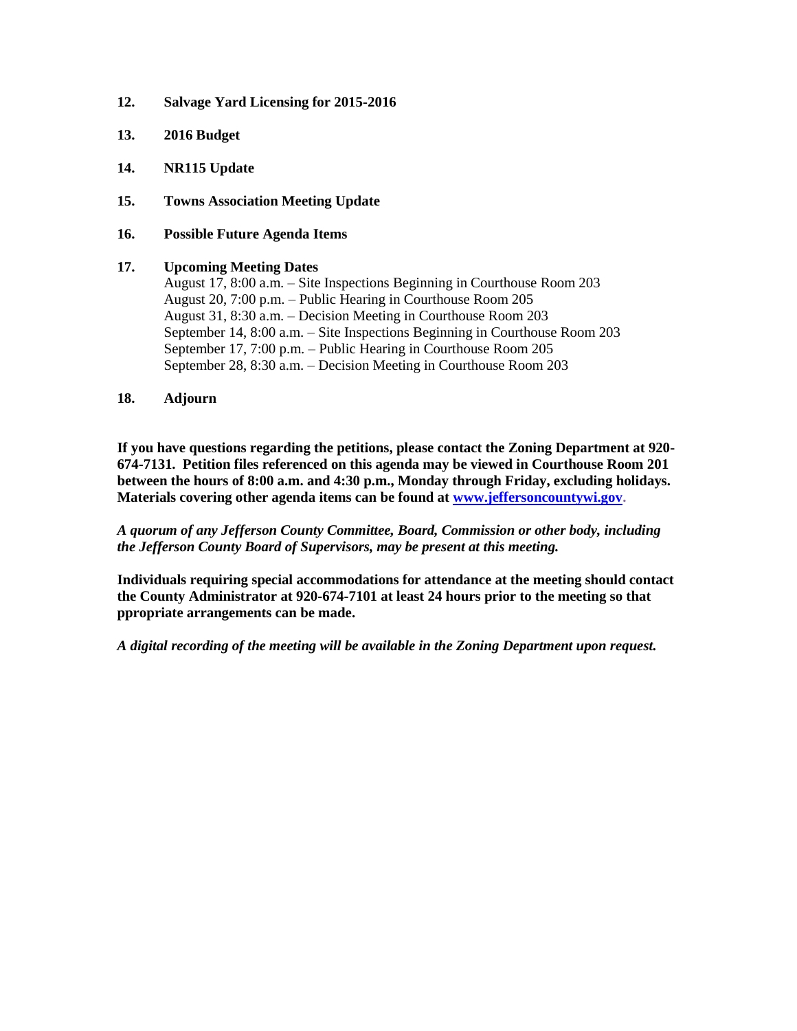**12. Salvage Yard Licensing for 2015-2016**

**13. 2016 Budget**

**14. NR115 Update**

**15. Towns Association Meeting Update**

**16. Possible Future Agenda Items**

**17. Upcoming Meeting Dates**

August 17, 8:00 a.m. – Site Inspections Beginning in Courthouse Room 203
August 20, 7:00 p.m. – Public Hearing in Courthouse Room 205
August 31, 8:30 a.m. – Decision Meeting in Courthouse Room 203
September 14, 8:00 a.m. – Site Inspections Beginning in Courthouse Room 203
September 17, 7:00 p.m. – Public Hearing in Courthouse Room 205
September 28, 8:30 a.m. – Decision Meeting in Courthouse Room 203

**18. Adjourn**

**If you have questions regarding the petitions, please contact the Zoning Department at 920-674-7131. Petition files referenced on this agenda may be viewed in Courthouse Room 201 between the hours of 8:00 a.m. and 4:30 p.m., Monday through Friday, excluding holidays. Materials covering other agenda items can be found at www.jeffersoncountywi.gov.**

***A quorum of any Jefferson County Committee, Board, Commission or other body, including the Jefferson County Board of Supervisors, may be present at this meeting.***

**Individuals requiring special accommodations for attendance at the meeting should contact the County Administrator at 920-674-7101 at least 24 hours prior to the meeting so that ppropriate arrangements can be made.**

***A digital recording of the meeting will be available in the Zoning Department upon request.***